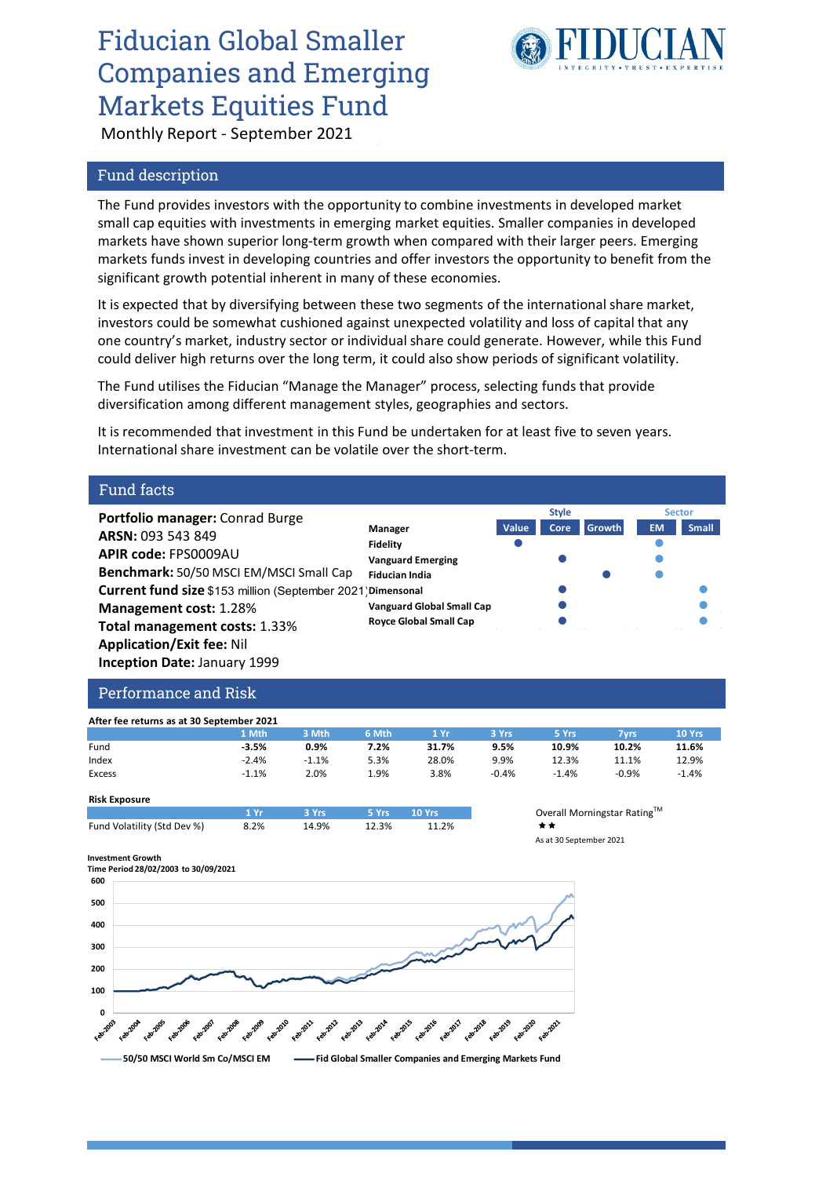# Fiducian Global Smaller Companies and Emerging Markets Equities Fund

Monthly Report - September 2021

## Fund description

The Fund provides investors with the opportunity to combine investments in developed market small cap equities with investments in emerging market equities. Smaller companies in developed markets have shown superior long-term growth when compared with their larger peers. Emerging markets funds invest in developing countries and offer investors the opportunity to benefit from the significant growth potential inherent in many of these economies.

It is expected that by diversifying between these two segments of the international share market, investors could be somewhat cushioned against unexpected volatility and loss of capital that any one country's market, industry sector or individual share could generate. However, while this Fund could deliver high returns over the long term, it could also show periods of significant volatility.

The Fund utilises the Fiducian "Manage the Manager" process, selecting funds that provide diversification among different management styles, geographies and sectors.

It is recommended that investment in this Fund be undertaken for at least five to seven years. International share investment can be volatile over the short-term.

## Fund facts

**Portfolio manager:** Conrad Burge
**ARSN:** 093 543 849
**APIR code:** FPS0009AU
**Benchmark:** 50/50 MSCI EM/MSCI Small Cap
**Current fund size** $153 million (September 2021)
**Management cost:** 1.28%
**Total management costs:** 1.33%
**Application/Exit fee:** Nil
**Inception Date:** January 1999

| Manager | Style: Value | Style: Core | Style: Growth | Sector: EM | Sector: Small |
|---|---|---|---|---|---|
| Fidelity | ● | | | ● | |
| Vanguard Emerging | | ● | | ● | |
| Fiducian India | | | ● | ● | |
| Dimensonal | | ● | | | ● |
| Vanguard Global Small Cap | | ● | | | ● |
| Royce Global Small Cap | | ● | | | ● |

## Performance and Risk

**After fee returns as at 30 September 2021**

| | 1 Mth | 3 Mth | 6 Mth | 1 Yr | 3 Yrs | 5 Yrs | 7yrs | 10 Yrs |
|---|---|---|---|---|---|---|---|---|
| Fund | **-3.5%** | **0.9%** | **7.2%** | **31.7%** | **9.5%** | **10.9%** | **10.2%** | **11.6%** |
| Index | -2.4% | -1.1% | 5.3% | 28.0% | 9.9% | 12.3% | 11.1% | 12.9% |
| Excess | -1.1% | 2.0% | 1.9% | 3.8% | -0.4% | -1.4% | -0.9% | -1.4% |

**Risk Exposure**

| | 1 Yr | 3 Yrs | 5 Yrs | 10 Yrs |
|---|---|---|---|---|
| Fund Volatility (Std Dev %) | 8.2% | 14.9% | 12.3% | 11.2% |

Overall Morningstar Rating™
★★
As at 30 September 2021

**Investment Growth**
**Time Period 28/02/2003 to 30/09/2021**

50/50 MSCI World Sm Co/MSCI EM — Fid Global Smaller Companies and Emerging Markets Fund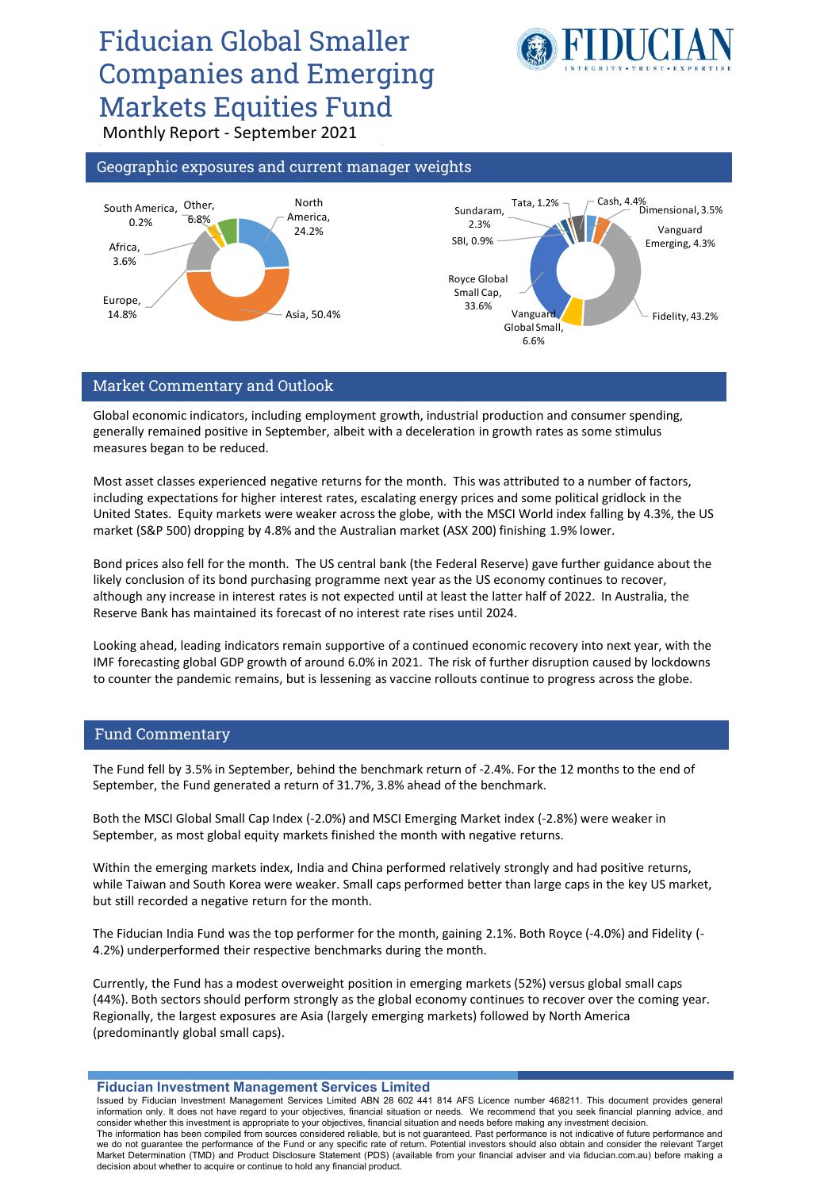# Fiducian Global Smaller Companies and Emerging Markets Equities Fund

Monthly Report - September 2021

## Geographic exposures and current manager weights

South America, 0.2%
Other, 6.8%
North America, 24.2%
Africa, 3.6%
Europe, 14.8%
Asia, 50.4%

Tata, 1.2%
Cash, 4.4%
Sundaram, 2.3%
Dimensional, 3.5%
SBI, 0.9%
Vanguard Emerging, 4.3%
Royce Global Small Cap, 33.6%
Vanguard Global Small, 6.6%
Fidelity, 43.2%

## Market Commentary and Outlook

Global economic indicators, including employment growth, industrial production and consumer spending, generally remained positive in September, albeit with a deceleration in growth rates as some stimulus measures began to be reduced.

Most asset classes experienced negative returns for the month. This was attributed to a number of factors, including expectations for higher interest rates, escalating energy prices and some political gridlock in the United States. Equity markets were weaker across the globe, with the MSCI World index falling by 4.3%, the US market (S&P 500) dropping by 4.8% and the Australian market (ASX 200) finishing 1.9% lower.

Bond prices also fell for the month. The US central bank (the Federal Reserve) gave further guidance about the likely conclusion of its bond purchasing programme next year as the US economy continues to recover, although any increase in interest rates is not expected until at least the latter half of 2022. In Australia, the Reserve Bank has maintained its forecast of no interest rate rises until 2024.

Looking ahead, leading indicators remain supportive of a continued economic recovery into next year, with the IMF forecasting global GDP growth of around 6.0% in 2021. The risk of further disruption caused by lockdowns to counter the pandemic remains, but is lessening as vaccine rollouts continue to progress across the globe.

## Fund Commentary

The Fund fell by 3.5% in September, behind the benchmark return of -2.4%. For the 12 months to the end of September, the Fund generated a return of 31.7%, 3.8% ahead of the benchmark.

Both the MSCI Global Small Cap Index (-2.0%) and MSCI Emerging Market index (-2.8%) were weaker in September, as most global equity markets finished the month with negative returns.

Within the emerging markets index, India and China performed relatively strongly and had positive returns, while Taiwan and South Korea were weaker. Small caps performed better than large caps in the key US market, but still recorded a negative return for the month.

The Fiducian India Fund was the top performer for the month, gaining 2.1%. Both Royce (-4.0%) and Fidelity (-4.2%) underperformed their respective benchmarks during the month.

Currently, the Fund has a modest overweight position in emerging markets (52%) versus global small caps (44%). Both sectors should perform strongly as the global economy continues to recover over the coming year. Regionally, the largest exposures are Asia (largely emerging markets) followed by North America (predominantly global small caps).

**Fiducian Investment Management Services Limited**

Issued by Fiducian Investment Management Services Limited ABN 28 602 441 814 AFS Licence number 468211. This document provides general information only. It does not have regard to your objectives, financial situation or needs. We recommend that you seek financial planning advice, and consider whether this investment is appropriate to your objectives, financial situation and needs before making any investment decision.
The information has been compiled from sources considered reliable, but is not guaranteed. Past performance is not indicative of future performance and we do not guarantee the performance of the Fund or any specific rate of return. Potential investors should also obtain and consider the relevant Target Market Determination (TMD) and Product Disclosure Statement (PDS) (available from your financial adviser and via fiducian.com.au) before making a decision about whether to acquire or continue to hold any financial product.